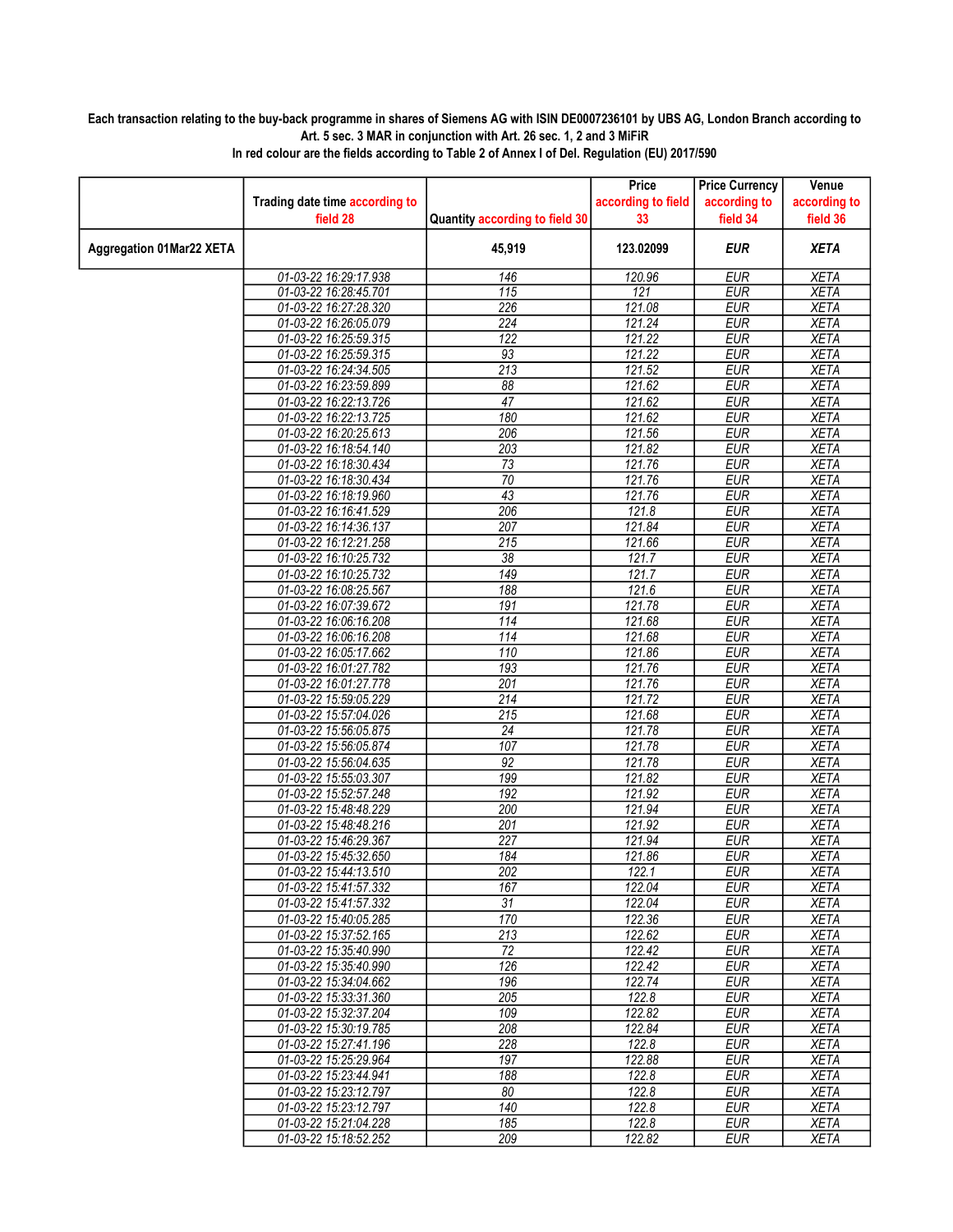**Each transaction relating to the buy-back programme in shares of Siemens AG with ISIN DE0007236101 by UBS AG, London Branch according to Art. 5 sec. 3 MAR in conjunction with Art. 26 sec. 1, 2 and 3 MiFiR**

**In red colour are the fields according to Table 2 of Annex I of Del. Regulation (EU) 2017/590**

| | Trading date time according to field 28 | Quantity according to field 30 | Price according to field 33 | Price Currency according to field 34 | Venue according to field 36 |
|---|---|---|---|---|---|
| **Aggregation 01Mar22 XETA** | | **45,919** | **123.02099** | ***EUR*** | ***XETA*** |
| | 01-03-22 16:29:17.938 | 146 | 120.96 | EUR | XETA |
| | 01-03-22 16:28:45.701 | 115 | 121 | EUR | XETA |
| | 01-03-22 16:27:28.320 | 226 | 121.08 | EUR | XETA |
| | 01-03-22 16:26:05.079 | 224 | 121.24 | EUR | XETA |
| | 01-03-22 16:25:59.315 | 122 | 121.22 | EUR | XETA |
| | 01-03-22 16:25:59.315 | 93 | 121.22 | EUR | XETA |
| | 01-03-22 16:24:34.505 | 213 | 121.52 | EUR | XETA |
| | 01-03-22 16:23:59.899 | 88 | 121.62 | EUR | XETA |
| | 01-03-22 16:22:13.726 | 47 | 121.62 | EUR | XETA |
| | 01-03-22 16:22:13.725 | 180 | 121.62 | EUR | XETA |
| | 01-03-22 16:20:25.613 | 206 | 121.56 | EUR | XETA |
| | 01-03-22 16:18:54.140 | 203 | 121.82 | EUR | XETA |
| | 01-03-22 16:18:30.434 | 73 | 121.76 | EUR | XETA |
| | 01-03-22 16:18:30.434 | 70 | 121.76 | EUR | XETA |
| | 01-03-22 16:18:19.960 | 43 | 121.76 | EUR | XETA |
| | 01-03-22 16:16:41.529 | 206 | 121.8 | EUR | XETA |
| | 01-03-22 16:14:36.137 | 207 | 121.84 | EUR | XETA |
| | 01-03-22 16:12:21.258 | 215 | 121.66 | EUR | XETA |
| | 01-03-22 16:10:25.732 | 38 | 121.7 | EUR | XETA |
| | 01-03-22 16:10:25.732 | 149 | 121.7 | EUR | XETA |
| | 01-03-22 16:08:25.567 | 188 | 121.6 | EUR | XETA |
| | 01-03-22 16:07:39.672 | 191 | 121.78 | EUR | XETA |
| | 01-03-22 16:06:16.208 | 114 | 121.68 | EUR | XETA |
| | 01-03-22 16:06:16.208 | 114 | 121.68 | EUR | XETA |
| | 01-03-22 16:05:17.662 | 110 | 121.86 | EUR | XETA |
| | 01-03-22 16:01:27.782 | 193 | 121.76 | EUR | XETA |
| | 01-03-22 16:01:27.778 | 201 | 121.76 | EUR | XETA |
| | 01-03-22 15:59:05.229 | 214 | 121.72 | EUR | XETA |
| | 01-03-22 15:57:04.026 | 215 | 121.68 | EUR | XETA |
| | 01-03-22 15:56:05.875 | 24 | 121.78 | EUR | XETA |
| | 01-03-22 15:56:05.874 | 107 | 121.78 | EUR | XETA |
| | 01-03-22 15:56:04.635 | 92 | 121.78 | EUR | XETA |
| | 01-03-22 15:55:03.307 | 199 | 121.82 | EUR | XETA |
| | 01-03-22 15:52:57.248 | 192 | 121.92 | EUR | XETA |
| | 01-03-22 15:48:48.229 | 200 | 121.94 | EUR | XETA |
| | 01-03-22 15:48:48.216 | 201 | 121.92 | EUR | XETA |
| | 01-03-22 15:46:29.367 | 227 | 121.94 | EUR | XETA |
| | 01-03-22 15:45:32.650 | 184 | 121.86 | EUR | XETA |
| | 01-03-22 15:44:13.510 | 202 | 122.1 | EUR | XETA |
| | 01-03-22 15:41:57.332 | 167 | 122.04 | EUR | XETA |
| | 01-03-22 15:41:57.332 | 31 | 122.04 | EUR | XETA |
| | 01-03-22 15:40:05.285 | 170 | 122.36 | EUR | XETA |
| | 01-03-22 15:37:52.165 | 213 | 122.62 | EUR | XETA |
| | 01-03-22 15:35:40.990 | 72 | 122.42 | EUR | XETA |
| | 01-03-22 15:35:40.990 | 126 | 122.42 | EUR | XETA |
| | 01-03-22 15:34:04.662 | 196 | 122.74 | EUR | XETA |
| | 01-03-22 15:33:31.360 | 205 | 122.8 | EUR | XETA |
| | 01-03-22 15:32:37.204 | 109 | 122.82 | EUR | XETA |
| | 01-03-22 15:30:19.785 | 208 | 122.84 | EUR | XETA |
| | 01-03-22 15:27:41.196 | 228 | 122.8 | EUR | XETA |
| | 01-03-22 15:25:29.964 | 197 | 122.88 | EUR | XETA |
| | 01-03-22 15:23:44.941 | 188 | 122.8 | EUR | XETA |
| | 01-03-22 15:23:12.797 | 80 | 122.8 | EUR | XETA |
| | 01-03-22 15:23:12.797 | 140 | 122.8 | EUR | XETA |
| | 01-03-22 15:21:04.228 | 185 | 122.8 | EUR | XETA |
| | 01-03-22 15:18:52.252 | 209 | 122.82 | EUR | XETA |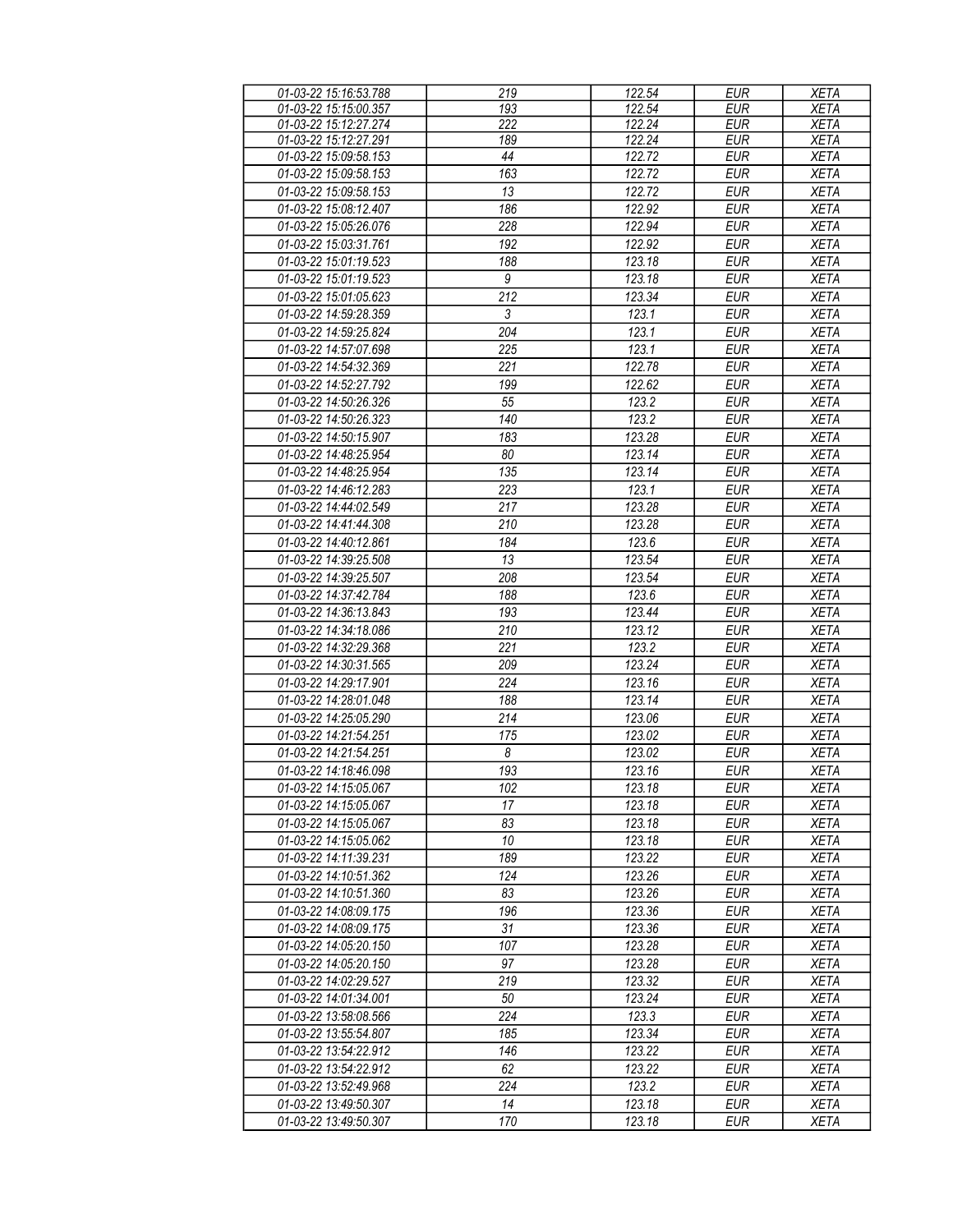| 01-03-22 15:16:53.788 | 219 | 122.54 | EUR | XETA |
|---|---|---|---|---|
| 01-03-22 15:15:00.357 | 193 | 122.54 | EUR | XETA |
| 01-03-22 15:12:27.274 | 222 | 122.24 | EUR | XETA |
| 01-03-22 15:12:27.291 | 189 | 122.24 | EUR | XETA |
| 01-03-22 15:09:58.153 | 44 | 122.72 | EUR | XETA |
| 01-03-22 15:09:58.153 | 163 | 122.72 | EUR | XETA |
| 01-03-22 15:09:58.153 | 13 | 122.72 | EUR | XETA |
| 01-03-22 15:08:12.407 | 186 | 122.92 | EUR | XETA |
| 01-03-22 15:05:26.076 | 228 | 122.94 | EUR | XETA |
| 01-03-22 15:03:31.761 | 192 | 122.92 | EUR | XETA |
| 01-03-22 15:01:19.523 | 188 | 123.18 | EUR | XETA |
| 01-03-22 15:01:19.523 | 9 | 123.18 | EUR | XETA |
| 01-03-22 15:01:05.623 | 212 | 123.34 | EUR | XETA |
| 01-03-22 14:59:28.359 | 3 | 123.1 | EUR | XETA |
| 01-03-22 14:59:25.824 | 204 | 123.1 | EUR | XETA |
| 01-03-22 14:57:07.698 | 225 | 123.1 | EUR | XETA |
| 01-03-22 14:54:32.369 | 221 | 122.78 | EUR | XETA |
| 01-03-22 14:52:27.792 | 199 | 122.62 | EUR | XETA |
| 01-03-22 14:50:26.326 | 55 | 123.2 | EUR | XETA |
| 01-03-22 14:50:26.323 | 140 | 123.2 | EUR | XETA |
| 01-03-22 14:50:15.907 | 183 | 123.28 | EUR | XETA |
| 01-03-22 14:48:25.954 | 80 | 123.14 | EUR | XETA |
| 01-03-22 14:48:25.954 | 135 | 123.14 | EUR | XETA |
| 01-03-22 14:46:12.283 | 223 | 123.1 | EUR | XETA |
| 01-03-22 14:44:02.549 | 217 | 123.28 | EUR | XETA |
| 01-03-22 14:41:44.308 | 210 | 123.28 | EUR | XETA |
| 01-03-22 14:40:12.861 | 184 | 123.6 | EUR | XETA |
| 01-03-22 14:39:25.508 | 13 | 123.54 | EUR | XETA |
| 01-03-22 14:39:25.507 | 208 | 123.54 | EUR | XETA |
| 01-03-22 14:37:42.784 | 188 | 123.6 | EUR | XETA |
| 01-03-22 14:36:13.843 | 193 | 123.44 | EUR | XETA |
| 01-03-22 14:34:18.086 | 210 | 123.12 | EUR | XETA |
| 01-03-22 14:32:29.368 | 221 | 123.2 | EUR | XETA |
| 01-03-22 14:30:31.565 | 209 | 123.24 | EUR | XETA |
| 01-03-22 14:29:17.901 | 224 | 123.16 | EUR | XETA |
| 01-03-22 14:28:01.048 | 188 | 123.14 | EUR | XETA |
| 01-03-22 14:25:05.290 | 214 | 123.06 | EUR | XETA |
| 01-03-22 14:21:54.251 | 175 | 123.02 | EUR | XETA |
| 01-03-22 14:21:54.251 | 8 | 123.02 | EUR | XETA |
| 01-03-22 14:18:46.098 | 193 | 123.16 | EUR | XETA |
| 01-03-22 14:15:05.067 | 102 | 123.18 | EUR | XETA |
| 01-03-22 14:15:05.067 | 17 | 123.18 | EUR | XETA |
| 01-03-22 14:15:05.067 | 83 | 123.18 | EUR | XETA |
| 01-03-22 14:15:05.062 | 10 | 123.18 | EUR | XETA |
| 01-03-22 14:11:39.231 | 189 | 123.22 | EUR | XETA |
| 01-03-22 14:10:51.362 | 124 | 123.26 | EUR | XETA |
| 01-03-22 14:10:51.360 | 83 | 123.26 | EUR | XETA |
| 01-03-22 14:08:09.175 | 196 | 123.36 | EUR | XETA |
| 01-03-22 14:08:09.175 | 31 | 123.36 | EUR | XETA |
| 01-03-22 14:05:20.150 | 107 | 123.28 | EUR | XETA |
| 01-03-22 14:05:20.150 | 97 | 123.28 | EUR | XETA |
| 01-03-22 14:02:29.527 | 219 | 123.32 | EUR | XETA |
| 01-03-22 14:01:34.001 | 50 | 123.24 | EUR | XETA |
| 01-03-22 13:58:08.566 | 224 | 123.3 | EUR | XETA |
| 01-03-22 13:55:54.807 | 185 | 123.34 | EUR | XETA |
| 01-03-22 13:54:22.912 | 146 | 123.22 | EUR | XETA |
| 01-03-22 13:54:22.912 | 62 | 123.22 | EUR | XETA |
| 01-03-22 13:52:49.968 | 224 | 123.2 | EUR | XETA |
| 01-03-22 13:49:50.307 | 14 | 123.18 | EUR | XETA |
| 01-03-22 13:49:50.307 | 170 | 123.18 | EUR | XETA |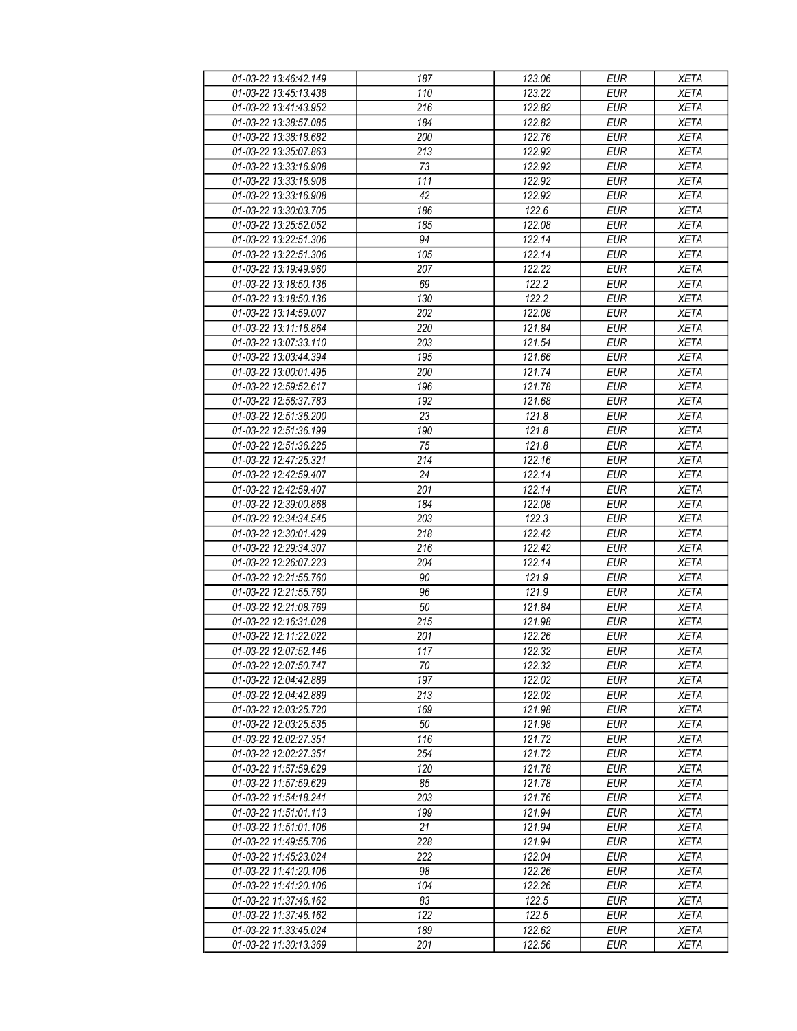| 01-03-22 13:46:42.149 | 187 | 123.06 | EUR | XETA |
|---|---|---|---|---|
| 01-03-22 13:45:13.438 | 110 | 123.22 | EUR | XETA |
| 01-03-22 13:41:43.952 | 216 | 122.82 | EUR | XETA |
| 01-03-22 13:38:57.085 | 184 | 122.82 | EUR | XETA |
| 01-03-22 13:38:18.682 | 200 | 122.76 | EUR | XETA |
| 01-03-22 13:35:07.863 | 213 | 122.92 | EUR | XETA |
| 01-03-22 13:33:16.908 | 73 | 122.92 | EUR | XETA |
| 01-03-22 13:33:16.908 | 111 | 122.92 | EUR | XETA |
| 01-03-22 13:33:16.908 | 42 | 122.92 | EUR | XETA |
| 01-03-22 13:30:03.705 | 186 | 122.6 | EUR | XETA |
| 01-03-22 13:25:52.052 | 185 | 122.08 | EUR | XETA |
| 01-03-22 13:22:51.306 | 94 | 122.14 | EUR | XETA |
| 01-03-22 13:22:51.306 | 105 | 122.14 | EUR | XETA |
| 01-03-22 13:19:49.960 | 207 | 122.22 | EUR | XETA |
| 01-03-22 13:18:50.136 | 69 | 122.2 | EUR | XETA |
| 01-03-22 13:18:50.136 | 130 | 122.2 | EUR | XETA |
| 01-03-22 13:14:59.007 | 202 | 122.08 | EUR | XETA |
| 01-03-22 13:11:16.864 | 220 | 121.84 | EUR | XETA |
| 01-03-22 13:07:33.110 | 203 | 121.54 | EUR | XETA |
| 01-03-22 13:03:44.394 | 195 | 121.66 | EUR | XETA |
| 01-03-22 13:00:01.495 | 200 | 121.74 | EUR | XETA |
| 01-03-22 12:59:52.617 | 196 | 121.78 | EUR | XETA |
| 01-03-22 12:56:37.783 | 192 | 121.68 | EUR | XETA |
| 01-03-22 12:51:36.200 | 23 | 121.8 | EUR | XETA |
| 01-03-22 12:51:36.199 | 190 | 121.8 | EUR | XETA |
| 01-03-22 12:51:36.225 | 75 | 121.8 | EUR | XETA |
| 01-03-22 12:47:25.321 | 214 | 122.16 | EUR | XETA |
| 01-03-22 12:42:59.407 | 24 | 122.14 | EUR | XETA |
| 01-03-22 12:42:59.407 | 201 | 122.14 | EUR | XETA |
| 01-03-22 12:39:00.868 | 184 | 122.08 | EUR | XETA |
| 01-03-22 12:34:34.545 | 203 | 122.3 | EUR | XETA |
| 01-03-22 12:30:01.429 | 218 | 122.42 | EUR | XETA |
| 01-03-22 12:29:34.307 | 216 | 122.42 | EUR | XETA |
| 01-03-22 12:26:07.223 | 204 | 122.14 | EUR | XETA |
| 01-03-22 12:21:55.760 | 90 | 121.9 | EUR | XETA |
| 01-03-22 12:21:55.760 | 96 | 121.9 | EUR | XETA |
| 01-03-22 12:21:08.769 | 50 | 121.84 | EUR | XETA |
| 01-03-22 12:16:31.028 | 215 | 121.98 | EUR | XETA |
| 01-03-22 12:11:22.022 | 201 | 122.26 | EUR | XETA |
| 01-03-22 12:07:52.146 | 117 | 122.32 | EUR | XETA |
| 01-03-22 12:07:50.747 | 70 | 122.32 | EUR | XETA |
| 01-03-22 12:04:42.889 | 197 | 122.02 | EUR | XETA |
| 01-03-22 12:04:42.889 | 213 | 122.02 | EUR | XETA |
| 01-03-22 12:03:25.720 | 169 | 121.98 | EUR | XETA |
| 01-03-22 12:03:25.535 | 50 | 121.98 | EUR | XETA |
| 01-03-22 12:02:27.351 | 116 | 121.72 | EUR | XETA |
| 01-03-22 12:02:27.351 | 254 | 121.72 | EUR | XETA |
| 01-03-22 11:57:59.629 | 120 | 121.78 | EUR | XETA |
| 01-03-22 11:57:59.629 | 85 | 121.78 | EUR | XETA |
| 01-03-22 11:54:18.241 | 203 | 121.76 | EUR | XETA |
| 01-03-22 11:51:01.113 | 199 | 121.94 | EUR | XETA |
| 01-03-22 11:51:01.106 | 21 | 121.94 | EUR | XETA |
| 01-03-22 11:49:55.706 | 228 | 121.94 | EUR | XETA |
| 01-03-22 11:45:23.024 | 222 | 122.04 | EUR | XETA |
| 01-03-22 11:41:20.106 | 98 | 122.26 | EUR | XETA |
| 01-03-22 11:41:20.106 | 104 | 122.26 | EUR | XETA |
| 01-03-22 11:37:46.162 | 83 | 122.5 | EUR | XETA |
| 01-03-22 11:37:46.162 | 122 | 122.5 | EUR | XETA |
| 01-03-22 11:33:45.024 | 189 | 122.62 | EUR | XETA |
| 01-03-22 11:30:13.369 | 201 | 122.56 | EUR | XETA |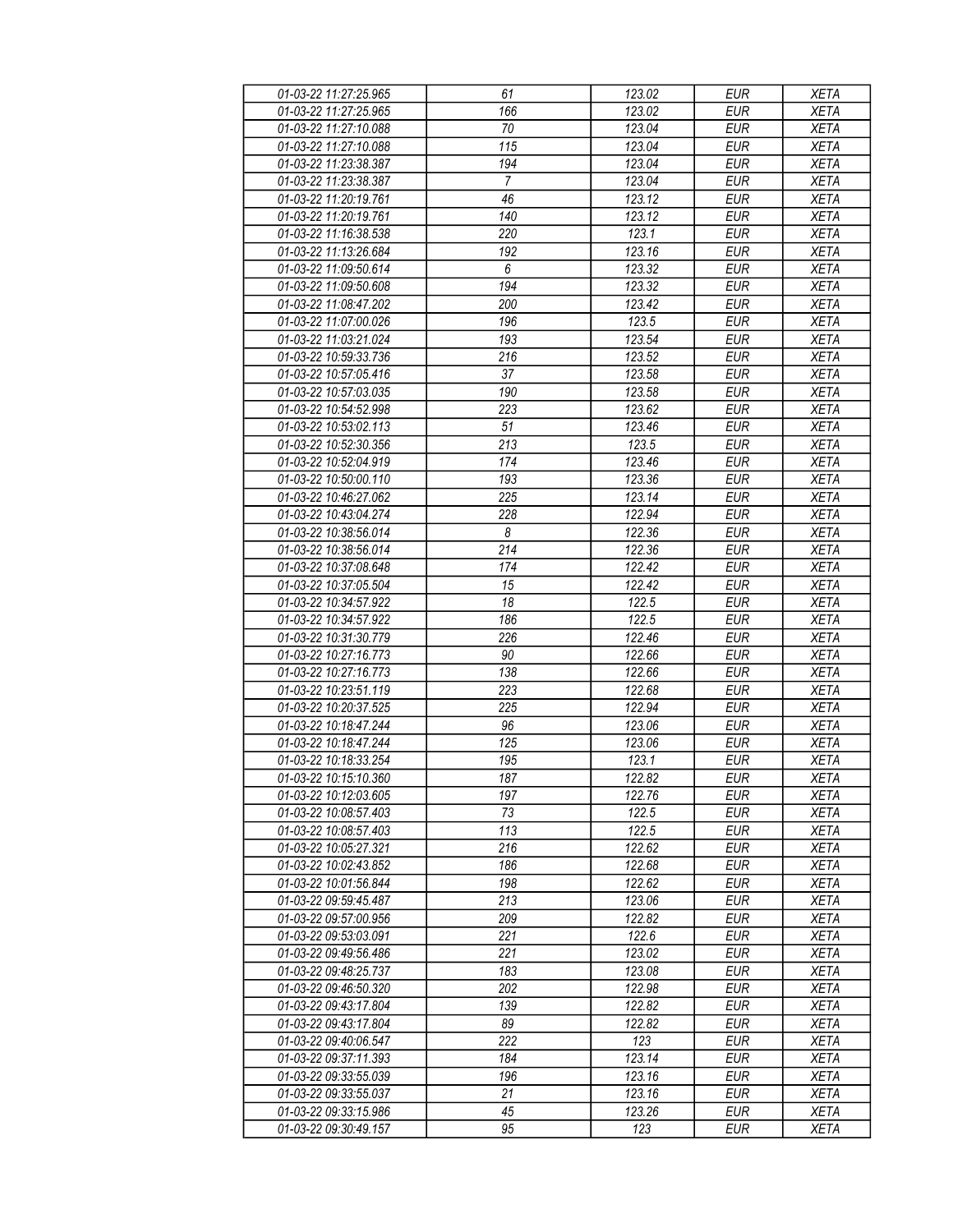| 01-03-22 11:27:25.965 | 61 | 123.02 | EUR | XETA |
|---|---|---|---|---|
| 01-03-22 11:27:25.965 | 166 | 123.02 | EUR | XETA |
| 01-03-22 11:27:10.088 | 70 | 123.04 | EUR | XETA |
| 01-03-22 11:27:10.088 | 115 | 123.04 | EUR | XETA |
| 01-03-22 11:23:38.387 | 194 | 123.04 | EUR | XETA |
| 01-03-22 11:23:38.387 | 7 | 123.04 | EUR | XETA |
| 01-03-22 11:20:19.761 | 46 | 123.12 | EUR | XETA |
| 01-03-22 11:20:19.761 | 140 | 123.12 | EUR | XETA |
| 01-03-22 11:16:38.538 | 220 | 123.1 | EUR | XETA |
| 01-03-22 11:13:26.684 | 192 | 123.16 | EUR | XETA |
| 01-03-22 11:09:50.614 | 6 | 123.32 | EUR | XETA |
| 01-03-22 11:09:50.608 | 194 | 123.32 | EUR | XETA |
| 01-03-22 11:08:47.202 | 200 | 123.42 | EUR | XETA |
| 01-03-22 11:07:00.026 | 196 | 123.5 | EUR | XETA |
| 01-03-22 11:03:21.024 | 193 | 123.54 | EUR | XETA |
| 01-03-22 10:59:33.736 | 216 | 123.52 | EUR | XETA |
| 01-03-22 10:57:05.416 | 37 | 123.58 | EUR | XETA |
| 01-03-22 10:57:03.035 | 190 | 123.58 | EUR | XETA |
| 01-03-22 10:54:52.998 | 223 | 123.62 | EUR | XETA |
| 01-03-22 10:53:02.113 | 51 | 123.46 | EUR | XETA |
| 01-03-22 10:52:30.356 | 213 | 123.5 | EUR | XETA |
| 01-03-22 10:52:04.919 | 174 | 123.46 | EUR | XETA |
| 01-03-22 10:50:00.110 | 193 | 123.36 | EUR | XETA |
| 01-03-22 10:46:27.062 | 225 | 123.14 | EUR | XETA |
| 01-03-22 10:43:04.274 | 228 | 122.94 | EUR | XETA |
| 01-03-22 10:38:56.014 | 8 | 122.36 | EUR | XETA |
| 01-03-22 10:38:56.014 | 214 | 122.36 | EUR | XETA |
| 01-03-22 10:37:08.648 | 174 | 122.42 | EUR | XETA |
| 01-03-22 10:37:05.504 | 15 | 122.42 | EUR | XETA |
| 01-03-22 10:34:57.922 | 18 | 122.5 | EUR | XETA |
| 01-03-22 10:34:57.922 | 186 | 122.5 | EUR | XETA |
| 01-03-22 10:31:30.779 | 226 | 122.46 | EUR | XETA |
| 01-03-22 10:27:16.773 | 90 | 122.66 | EUR | XETA |
| 01-03-22 10:27:16.773 | 138 | 122.66 | EUR | XETA |
| 01-03-22 10:23:51.119 | 223 | 122.68 | EUR | XETA |
| 01-03-22 10:20:37.525 | 225 | 122.94 | EUR | XETA |
| 01-03-22 10:18:47.244 | 96 | 123.06 | EUR | XETA |
| 01-03-22 10:18:47.244 | 125 | 123.06 | EUR | XETA |
| 01-03-22 10:18:33.254 | 195 | 123.1 | EUR | XETA |
| 01-03-22 10:15:10.360 | 187 | 122.82 | EUR | XETA |
| 01-03-22 10:12:03.605 | 197 | 122.76 | EUR | XETA |
| 01-03-22 10:08:57.403 | 73 | 122.5 | EUR | XETA |
| 01-03-22 10:08:57.403 | 113 | 122.5 | EUR | XETA |
| 01-03-22 10:05:27.321 | 216 | 122.62 | EUR | XETA |
| 01-03-22 10:02:43.852 | 186 | 122.68 | EUR | XETA |
| 01-03-22 10:01:56.844 | 198 | 122.62 | EUR | XETA |
| 01-03-22 09:59:45.487 | 213 | 123.06 | EUR | XETA |
| 01-03-22 09:57:00.956 | 209 | 122.82 | EUR | XETA |
| 01-03-22 09:53:03.091 | 221 | 122.6 | EUR | XETA |
| 01-03-22 09:49:56.486 | 221 | 123.02 | EUR | XETA |
| 01-03-22 09:48:25.737 | 183 | 123.08 | EUR | XETA |
| 01-03-22 09:46:50.320 | 202 | 122.98 | EUR | XETA |
| 01-03-22 09:43:17.804 | 139 | 122.82 | EUR | XETA |
| 01-03-22 09:43:17.804 | 89 | 122.82 | EUR | XETA |
| 01-03-22 09:40:06.547 | 222 | 123 | EUR | XETA |
| 01-03-22 09:37:11.393 | 184 | 123.14 | EUR | XETA |
| 01-03-22 09:33:55.039 | 196 | 123.16 | EUR | XETA |
| 01-03-22 09:33:55.037 | 21 | 123.16 | EUR | XETA |
| 01-03-22 09:33:15.986 | 45 | 123.26 | EUR | XETA |
| 01-03-22 09:30:49.157 | 95 | 123 | EUR | XETA |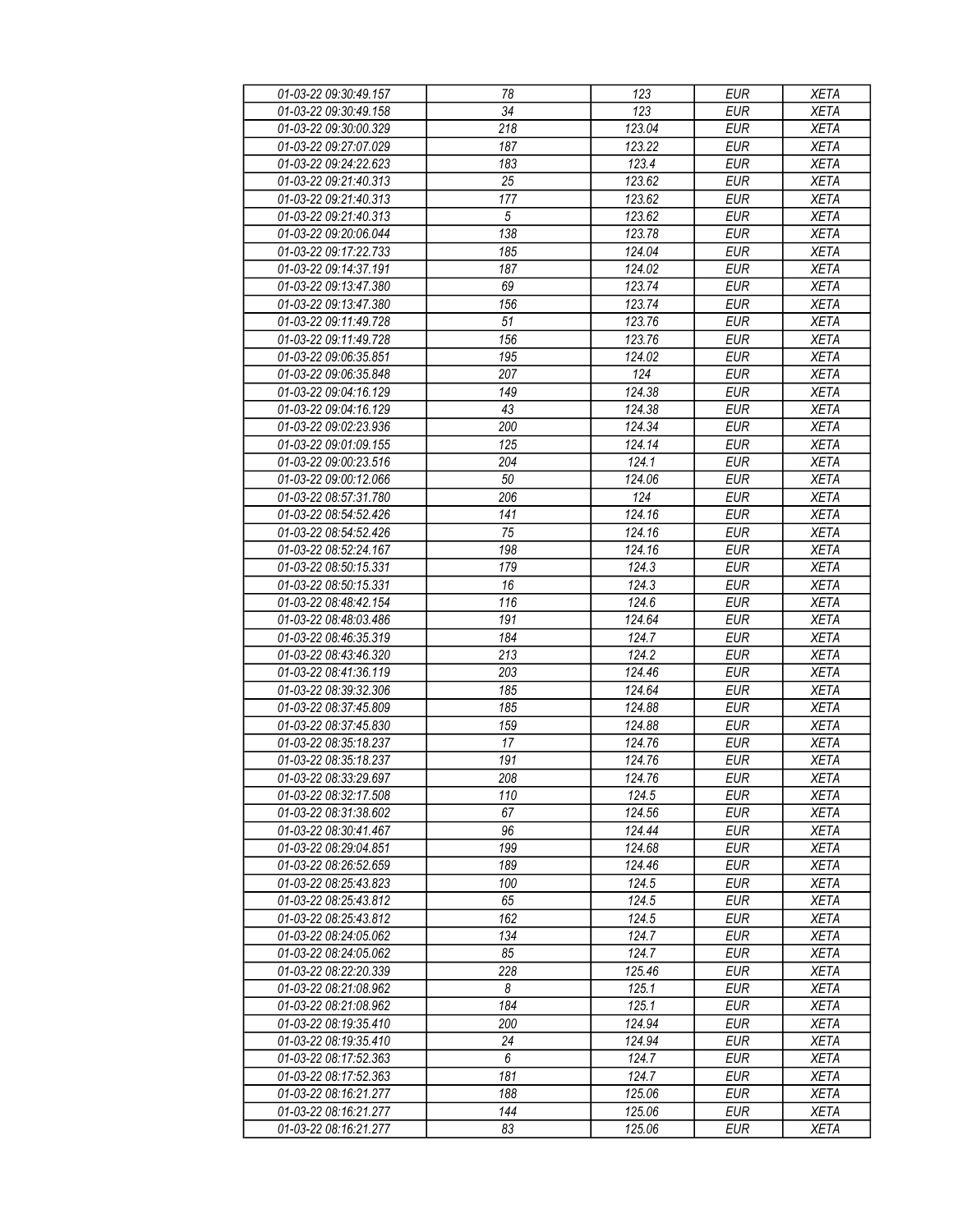| 01-03-22 09:30:49.157 | 78 | 123 | EUR | XETA |
|---|---|---|---|---|
| 01-03-22 09:30:49.158 | 34 | 123 | EUR | XETA |
| 01-03-22 09:30:00.329 | 218 | 123.04 | EUR | XETA |
| 01-03-22 09:27:07.029 | 187 | 123.22 | EUR | XETA |
| 01-03-22 09:24:22.623 | 183 | 123.4 | EUR | XETA |
| 01-03-22 09:21:40.313 | 25 | 123.62 | EUR | XETA |
| 01-03-22 09:21:40.313 | 177 | 123.62 | EUR | XETA |
| 01-03-22 09:21:40.313 | 5 | 123.62 | EUR | XETA |
| 01-03-22 09:20:06.044 | 138 | 123.78 | EUR | XETA |
| 01-03-22 09:17:22.733 | 185 | 124.04 | EUR | XETA |
| 01-03-22 09:14:37.191 | 187 | 124.02 | EUR | XETA |
| 01-03-22 09:13:47.380 | 69 | 123.74 | EUR | XETA |
| 01-03-22 09:13:47.380 | 156 | 123.74 | EUR | XETA |
| 01-03-22 09:11:49.728 | 51 | 123.76 | EUR | XETA |
| 01-03-22 09:11:49.728 | 156 | 123.76 | EUR | XETA |
| 01-03-22 09:06:35.851 | 195 | 124.02 | EUR | XETA |
| 01-03-22 09:06:35.848 | 207 | 124 | EUR | XETA |
| 01-03-22 09:04:16.129 | 149 | 124.38 | EUR | XETA |
| 01-03-22 09:04:16.129 | 43 | 124.38 | EUR | XETA |
| 01-03-22 09:02:23.936 | 200 | 124.34 | EUR | XETA |
| 01-03-22 09:01:09.155 | 125 | 124.14 | EUR | XETA |
| 01-03-22 09:00:23.516 | 204 | 124.1 | EUR | XETA |
| 01-03-22 09:00:12.066 | 50 | 124.06 | EUR | XETA |
| 01-03-22 08:57:31.780 | 206 | 124 | EUR | XETA |
| 01-03-22 08:54:52.426 | 141 | 124.16 | EUR | XETA |
| 01-03-22 08:54:52.426 | 75 | 124.16 | EUR | XETA |
| 01-03-22 08:52:24.167 | 198 | 124.16 | EUR | XETA |
| 01-03-22 08:50:15.331 | 179 | 124.3 | EUR | XETA |
| 01-03-22 08:50:15.331 | 16 | 124.3 | EUR | XETA |
| 01-03-22 08:48:42.154 | 116 | 124.6 | EUR | XETA |
| 01-03-22 08:48:03.486 | 191 | 124.64 | EUR | XETA |
| 01-03-22 08:46:35.319 | 184 | 124.7 | EUR | XETA |
| 01-03-22 08:43:46.320 | 213 | 124.2 | EUR | XETA |
| 01-03-22 08:41:36.119 | 203 | 124.46 | EUR | XETA |
| 01-03-22 08:39:32.306 | 185 | 124.64 | EUR | XETA |
| 01-03-22 08:37:45.809 | 185 | 124.88 | EUR | XETA |
| 01-03-22 08:37:45.830 | 159 | 124.88 | EUR | XETA |
| 01-03-22 08:35:18.237 | 17 | 124.76 | EUR | XETA |
| 01-03-22 08:35:18.237 | 191 | 124.76 | EUR | XETA |
| 01-03-22 08:33:29.697 | 208 | 124.76 | EUR | XETA |
| 01-03-22 08:32:17.508 | 110 | 124.5 | EUR | XETA |
| 01-03-22 08:31:38.602 | 67 | 124.56 | EUR | XETA |
| 01-03-22 08:30:41.467 | 96 | 124.44 | EUR | XETA |
| 01-03-22 08:29:04.851 | 199 | 124.68 | EUR | XETA |
| 01-03-22 08:26:52.659 | 189 | 124.46 | EUR | XETA |
| 01-03-22 08:25:43.823 | 100 | 124.5 | EUR | XETA |
| 01-03-22 08:25:43.812 | 65 | 124.5 | EUR | XETA |
| 01-03-22 08:25:43.812 | 162 | 124.5 | EUR | XETA |
| 01-03-22 08:24:05.062 | 134 | 124.7 | EUR | XETA |
| 01-03-22 08:24:05.062 | 85 | 124.7 | EUR | XETA |
| 01-03-22 08:22:20.339 | 228 | 125.46 | EUR | XETA |
| 01-03-22 08:21:08.962 | 8 | 125.1 | EUR | XETA |
| 01-03-22 08:21:08.962 | 184 | 125.1 | EUR | XETA |
| 01-03-22 08:19:35.410 | 200 | 124.94 | EUR | XETA |
| 01-03-22 08:19:35.410 | 24 | 124.94 | EUR | XETA |
| 01-03-22 08:17:52.363 | 6 | 124.7 | EUR | XETA |
| 01-03-22 08:17:52.363 | 181 | 124.7 | EUR | XETA |
| 01-03-22 08:16:21.277 | 188 | 125.06 | EUR | XETA |
| 01-03-22 08:16:21.277 | 144 | 125.06 | EUR | XETA |
| 01-03-22 08:16:21.277 | 83 | 125.06 | EUR | XETA |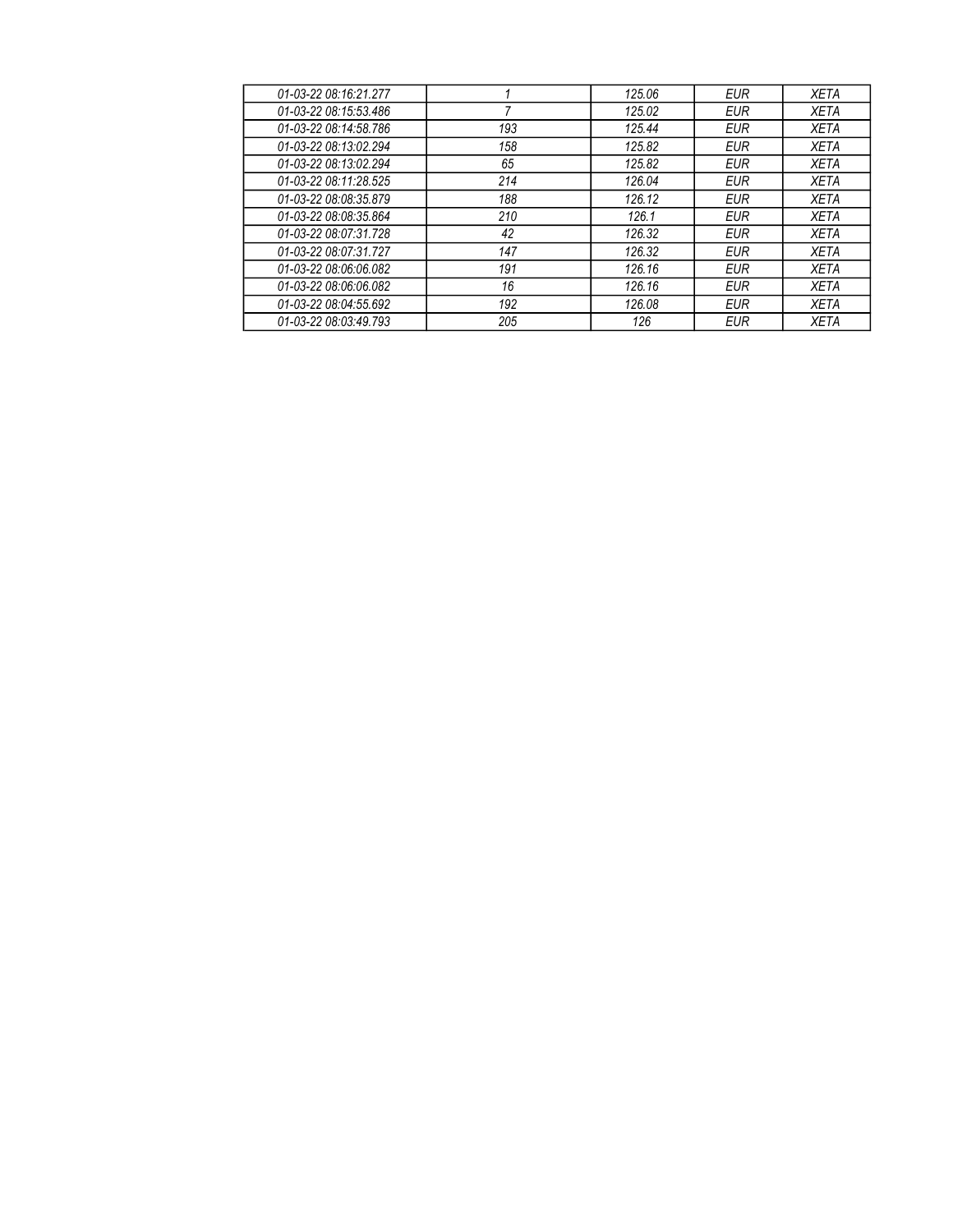| 01-03-22 08:16:21.277 | 1 | 125.06 | EUR | XETA |
|---|---|---|---|---|
| 01-03-22 08:15:53.486 | 7 | 125.02 | EUR | XETA |
| 01-03-22 08:14:58.786 | 193 | 125.44 | EUR | XETA |
| 01-03-22 08:13:02.294 | 158 | 125.82 | EUR | XETA |
| 01-03-22 08:13:02.294 | 65 | 125.82 | EUR | XETA |
| 01-03-22 08:11:28.525 | 214 | 126.04 | EUR | XETA |
| 01-03-22 08:08:35.879 | 188 | 126.12 | EUR | XETA |
| 01-03-22 08:08:35.864 | 210 | 126.1 | EUR | XETA |
| 01-03-22 08:07:31.728 | 42 | 126.32 | EUR | XETA |
| 01-03-22 08:07:31.727 | 147 | 126.32 | EUR | XETA |
| 01-03-22 08:06:06.082 | 191 | 126.16 | EUR | XETA |
| 01-03-22 08:06:06.082 | 16 | 126.16 | EUR | XETA |
| 01-03-22 08:04:55.692 | 192 | 126.08 | EUR | XETA |
| 01-03-22 08:03:49.793 | 205 | 126 | EUR | XETA |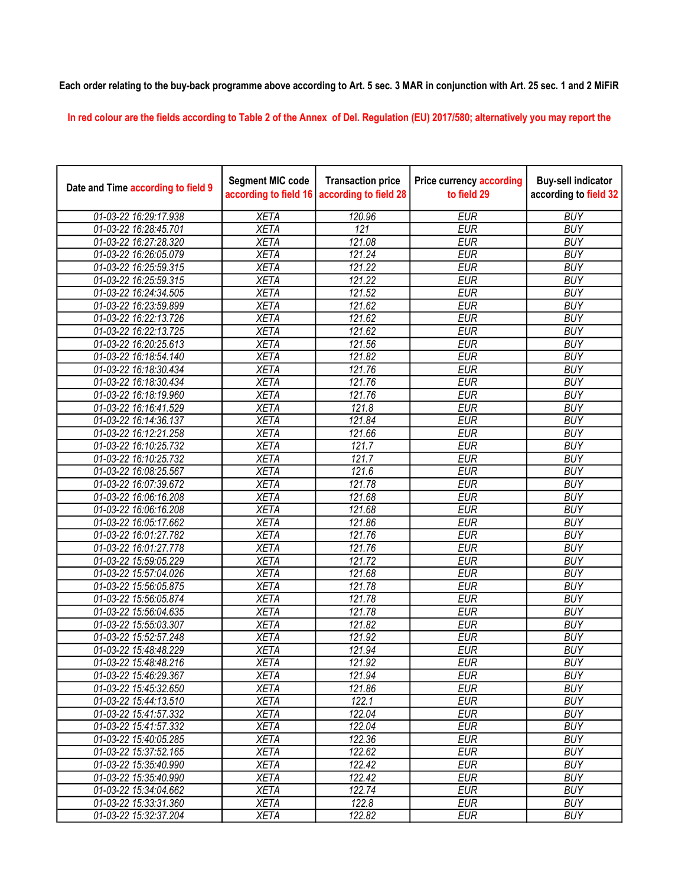**Each order relating to the buy-back programme above according to Art. 5 sec. 3 MAR in conjunction with Art. 25 sec. 1 and 2 MiFiR**

In red colour are the fields according to Table 2 of the Annex of Del. Regulation (EU) 2017/580; alternatively you may report the

| Date and Time according to field 9 | Segment MIC code according to field 16 | Transaction price according to field 28 | Price currency according to field 29 | Buy-sell indicator according to field 32 |
|---|---|---|---|---|
| 01-03-22 16:29:17.938 | XETA | 120.96 | EUR | BUY |
| 01-03-22 16:28:45.701 | XETA | 121 | EUR | BUY |
| 01-03-22 16:27:28.320 | XETA | 121.08 | EUR | BUY |
| 01-03-22 16:26:05.079 | XETA | 121.24 | EUR | BUY |
| 01-03-22 16:25:59.315 | XETA | 121.22 | EUR | BUY |
| 01-03-22 16:25:59.315 | XETA | 121.22 | EUR | BUY |
| 01-03-22 16:24:34.505 | XETA | 121.52 | EUR | BUY |
| 01-03-22 16:23:59.899 | XETA | 121.62 | EUR | BUY |
| 01-03-22 16:22:13.726 | XETA | 121.62 | EUR | BUY |
| 01-03-22 16:22:13.725 | XETA | 121.62 | EUR | BUY |
| 01-03-22 16:20:25.613 | XETA | 121.56 | EUR | BUY |
| 01-03-22 16:18:54.140 | XETA | 121.82 | EUR | BUY |
| 01-03-22 16:18:30.434 | XETA | 121.76 | EUR | BUY |
| 01-03-22 16:18:30.434 | XETA | 121.76 | EUR | BUY |
| 01-03-22 16:18:19.960 | XETA | 121.76 | EUR | BUY |
| 01-03-22 16:16:41.529 | XETA | 121.8 | EUR | BUY |
| 01-03-22 16:14:36.137 | XETA | 121.84 | EUR | BUY |
| 01-03-22 16:12:21.258 | XETA | 121.66 | EUR | BUY |
| 01-03-22 16:10:25.732 | XETA | 121.7 | EUR | BUY |
| 01-03-22 16:10:25.732 | XETA | 121.7 | EUR | BUY |
| 01-03-22 16:08:25.567 | XETA | 121.6 | EUR | BUY |
| 01-03-22 16:07:39.672 | XETA | 121.78 | EUR | BUY |
| 01-03-22 16:06:16.208 | XETA | 121.68 | EUR | BUY |
| 01-03-22 16:06:16.208 | XETA | 121.68 | EUR | BUY |
| 01-03-22 16:05:17.662 | XETA | 121.86 | EUR | BUY |
| 01-03-22 16:01:27.782 | XETA | 121.76 | EUR | BUY |
| 01-03-22 16:01:27.778 | XETA | 121.76 | EUR | BUY |
| 01-03-22 15:59:05.229 | XETA | 121.72 | EUR | BUY |
| 01-03-22 15:57:04.026 | XETA | 121.68 | EUR | BUY |
| 01-03-22 15:56:05.875 | XETA | 121.78 | EUR | BUY |
| 01-03-22 15:56:05.874 | XETA | 121.78 | EUR | BUY |
| 01-03-22 15:56:04.635 | XETA | 121.78 | EUR | BUY |
| 01-03-22 15:55:03.307 | XETA | 121.82 | EUR | BUY |
| 01-03-22 15:52:57.248 | XETA | 121.92 | EUR | BUY |
| 01-03-22 15:48:48.229 | XETA | 121.94 | EUR | BUY |
| 01-03-22 15:48:48.216 | XETA | 121.92 | EUR | BUY |
| 01-03-22 15:46:29.367 | XETA | 121.94 | EUR | BUY |
| 01-03-22 15:45:32.650 | XETA | 121.86 | EUR | BUY |
| 01-03-22 15:44:13.510 | XETA | 122.1 | EUR | BUY |
| 01-03-22 15:41:57.332 | XETA | 122.04 | EUR | BUY |
| 01-03-22 15:41:57.332 | XETA | 122.04 | EUR | BUY |
| 01-03-22 15:40:05.285 | XETA | 122.36 | EUR | BUY |
| 01-03-22 15:37:52.165 | XETA | 122.62 | EUR | BUY |
| 01-03-22 15:35:40.990 | XETA | 122.42 | EUR | BUY |
| 01-03-22 15:35:40.990 | XETA | 122.42 | EUR | BUY |
| 01-03-22 15:34:04.662 | XETA | 122.74 | EUR | BUY |
| 01-03-22 15:33:31.360 | XETA | 122.8 | EUR | BUY |
| 01-03-22 15:32:37.204 | XETA | 122.82 | EUR | BUY |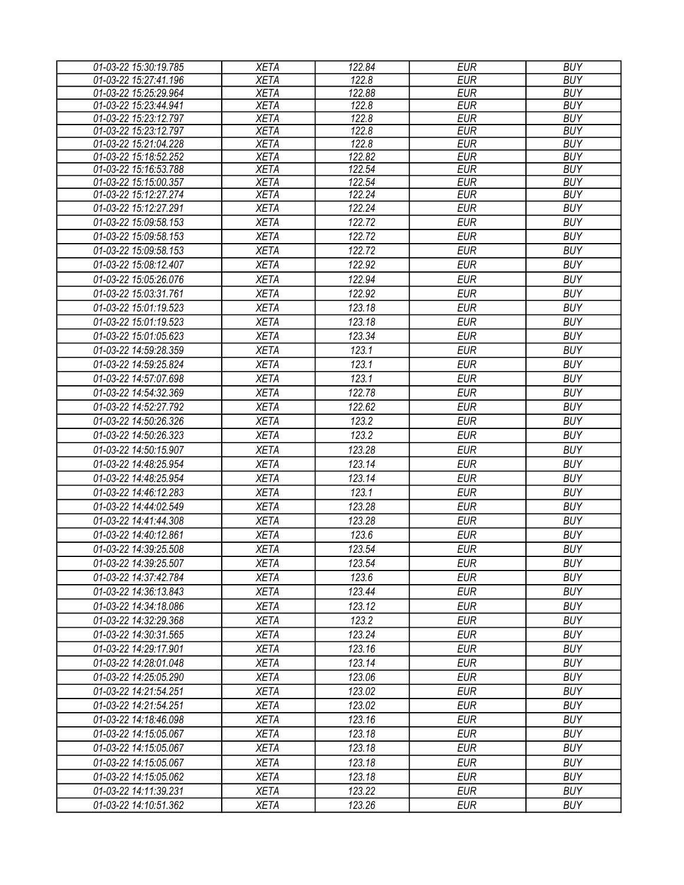| 01-03-22 15:30:19.785 | XETA | 122.84 | EUR | BUY |
|---|---|---|---|---|
| 01-03-22 15:27:41.196 | XETA | 122.8 | EUR | BUY |
| 01-03-22 15:25:29.964 | XETA | 122.88 | EUR | BUY |
| 01-03-22 15:23:44.941 | XETA | 122.8 | EUR | BUY |
| 01-03-22 15:23:12.797 | XETA | 122.8 | EUR | BUY |
| 01-03-22 15:23:12.797 | XETA | 122.8 | EUR | BUY |
| 01-03-22 15:21:04.228 | XETA | 122.8 | EUR | BUY |
| 01-03-22 15:18:52.252 | XETA | 122.82 | EUR | BUY |
| 01-03-22 15:16:53.788 | XETA | 122.54 | EUR | BUY |
| 01-03-22 15:15:00.357 | XETA | 122.54 | EUR | BUY |
| 01-03-22 15:12:27.274 | XETA | 122.24 | EUR | BUY |
| 01-03-22 15:12:27.291 | XETA | 122.24 | EUR | BUY |
| 01-03-22 15:09:58.153 | XETA | 122.72 | EUR | BUY |
| 01-03-22 15:09:58.153 | XETA | 122.72 | EUR | BUY |
| 01-03-22 15:09:58.153 | XETA | 122.72 | EUR | BUY |
| 01-03-22 15:08:12.407 | XETA | 122.92 | EUR | BUY |
| 01-03-22 15:05:26.076 | XETA | 122.94 | EUR | BUY |
| 01-03-22 15:03:31.761 | XETA | 122.92 | EUR | BUY |
| 01-03-22 15:01:19.523 | XETA | 123.18 | EUR | BUY |
| 01-03-22 15:01:19.523 | XETA | 123.18 | EUR | BUY |
| 01-03-22 15:01:05.623 | XETA | 123.34 | EUR | BUY |
| 01-03-22 14:59:28.359 | XETA | 123.1 | EUR | BUY |
| 01-03-22 14:59:25.824 | XETA | 123.1 | EUR | BUY |
| 01-03-22 14:57:07.698 | XETA | 123.1 | EUR | BUY |
| 01-03-22 14:54:32.369 | XETA | 122.78 | EUR | BUY |
| 01-03-22 14:52:27.792 | XETA | 122.62 | EUR | BUY |
| 01-03-22 14:50:26.326 | XETA | 123.2 | EUR | BUY |
| 01-03-22 14:50:26.323 | XETA | 123.2 | EUR | BUY |
| 01-03-22 14:50:15.907 | XETA | 123.28 | EUR | BUY |
| 01-03-22 14:48:25.954 | XETA | 123.14 | EUR | BUY |
| 01-03-22 14:48:25.954 | XETA | 123.14 | EUR | BUY |
| 01-03-22 14:46:12.283 | XETA | 123.1 | EUR | BUY |
| 01-03-22 14:44:02.549 | XETA | 123.28 | EUR | BUY |
| 01-03-22 14:41:44.308 | XETA | 123.28 | EUR | BUY |
| 01-03-22 14:40:12.861 | XETA | 123.6 | EUR | BUY |
| 01-03-22 14:39:25.508 | XETA | 123.54 | EUR | BUY |
| 01-03-22 14:39:25.507 | XETA | 123.54 | EUR | BUY |
| 01-03-22 14:37:42.784 | XETA | 123.6 | EUR | BUY |
| 01-03-22 14:36:13.843 | XETA | 123.44 | EUR | BUY |
| 01-03-22 14:34:18.086 | XETA | 123.12 | EUR | BUY |
| 01-03-22 14:32:29.368 | XETA | 123.2 | EUR | BUY |
| 01-03-22 14:30:31.565 | XETA | 123.24 | EUR | BUY |
| 01-03-22 14:29:17.901 | XETA | 123.16 | EUR | BUY |
| 01-03-22 14:28:01.048 | XETA | 123.14 | EUR | BUY |
| 01-03-22 14:25:05.290 | XETA | 123.06 | EUR | BUY |
| 01-03-22 14:21:54.251 | XETA | 123.02 | EUR | BUY |
| 01-03-22 14:21:54.251 | XETA | 123.02 | EUR | BUY |
| 01-03-22 14:18:46.098 | XETA | 123.16 | EUR | BUY |
| 01-03-22 14:15:05.067 | XETA | 123.18 | EUR | BUY |
| 01-03-22 14:15:05.067 | XETA | 123.18 | EUR | BUY |
| 01-03-22 14:15:05.067 | XETA | 123.18 | EUR | BUY |
| 01-03-22 14:15:05.062 | XETA | 123.18 | EUR | BUY |
| 01-03-22 14:11:39.231 | XETA | 123.22 | EUR | BUY |
| 01-03-22 14:10:51.362 | XETA | 123.26 | EUR | BUY |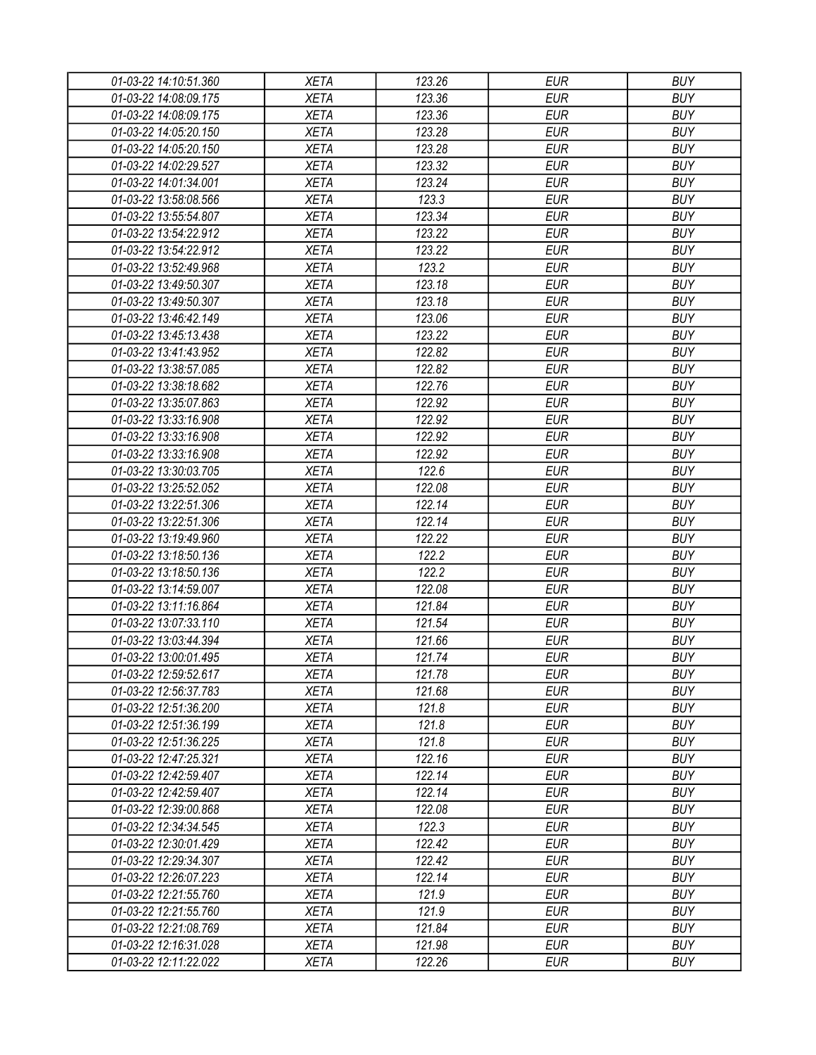| 01-03-22 14:10:51.360 | XETA | 123.26 | EUR | BUY |
|---|---|---|---|---|
| 01-03-22 14:08:09.175 | XETA | 123.36 | EUR | BUY |
| 01-03-22 14:08:09.175 | XETA | 123.36 | EUR | BUY |
| 01-03-22 14:05:20.150 | XETA | 123.28 | EUR | BUY |
| 01-03-22 14:05:20.150 | XETA | 123.28 | EUR | BUY |
| 01-03-22 14:02:29.527 | XETA | 123.32 | EUR | BUY |
| 01-03-22 14:01:34.001 | XETA | 123.24 | EUR | BUY |
| 01-03-22 13:58:08.566 | XETA | 123.3 | EUR | BUY |
| 01-03-22 13:55:54.807 | XETA | 123.34 | EUR | BUY |
| 01-03-22 13:54:22.912 | XETA | 123.22 | EUR | BUY |
| 01-03-22 13:54:22.912 | XETA | 123.22 | EUR | BUY |
| 01-03-22 13:52:49.968 | XETA | 123.2 | EUR | BUY |
| 01-03-22 13:49:50.307 | XETA | 123.18 | EUR | BUY |
| 01-03-22 13:49:50.307 | XETA | 123.18 | EUR | BUY |
| 01-03-22 13:46:42.149 | XETA | 123.06 | EUR | BUY |
| 01-03-22 13:45:13.438 | XETA | 123.22 | EUR | BUY |
| 01-03-22 13:41:43.952 | XETA | 122.82 | EUR | BUY |
| 01-03-22 13:38:57.085 | XETA | 122.82 | EUR | BUY |
| 01-03-22 13:38:18.682 | XETA | 122.76 | EUR | BUY |
| 01-03-22 13:35:07.863 | XETA | 122.92 | EUR | BUY |
| 01-03-22 13:33:16.908 | XETA | 122.92 | EUR | BUY |
| 01-03-22 13:33:16.908 | XETA | 122.92 | EUR | BUY |
| 01-03-22 13:33:16.908 | XETA | 122.92 | EUR | BUY |
| 01-03-22 13:30:03.705 | XETA | 122.6 | EUR | BUY |
| 01-03-22 13:25:52.052 | XETA | 122.08 | EUR | BUY |
| 01-03-22 13:22:51.306 | XETA | 122.14 | EUR | BUY |
| 01-03-22 13:22:51.306 | XETA | 122.14 | EUR | BUY |
| 01-03-22 13:19:49.960 | XETA | 122.22 | EUR | BUY |
| 01-03-22 13:18:50.136 | XETA | 122.2 | EUR | BUY |
| 01-03-22 13:18:50.136 | XETA | 122.2 | EUR | BUY |
| 01-03-22 13:14:59.007 | XETA | 122.08 | EUR | BUY |
| 01-03-22 13:11:16.864 | XETA | 121.84 | EUR | BUY |
| 01-03-22 13:07:33.110 | XETA | 121.54 | EUR | BUY |
| 01-03-22 13:03:44.394 | XETA | 121.66 | EUR | BUY |
| 01-03-22 13:00:01.495 | XETA | 121.74 | EUR | BUY |
| 01-03-22 12:59:52.617 | XETA | 121.78 | EUR | BUY |
| 01-03-22 12:56:37.783 | XETA | 121.68 | EUR | BUY |
| 01-03-22 12:51:36.200 | XETA | 121.8 | EUR | BUY |
| 01-03-22 12:51:36.199 | XETA | 121.8 | EUR | BUY |
| 01-03-22 12:51:36.225 | XETA | 121.8 | EUR | BUY |
| 01-03-22 12:47:25.321 | XETA | 122.16 | EUR | BUY |
| 01-03-22 12:42:59.407 | XETA | 122.14 | EUR | BUY |
| 01-03-22 12:42:59.407 | XETA | 122.14 | EUR | BUY |
| 01-03-22 12:39:00.868 | XETA | 122.08 | EUR | BUY |
| 01-03-22 12:34:34.545 | XETA | 122.3 | EUR | BUY |
| 01-03-22 12:30:01.429 | XETA | 122.42 | EUR | BUY |
| 01-03-22 12:29:34.307 | XETA | 122.42 | EUR | BUY |
| 01-03-22 12:26:07.223 | XETA | 122.14 | EUR | BUY |
| 01-03-22 12:21:55.760 | XETA | 121.9 | EUR | BUY |
| 01-03-22 12:21:55.760 | XETA | 121.9 | EUR | BUY |
| 01-03-22 12:21:08.769 | XETA | 121.84 | EUR | BUY |
| 01-03-22 12:16:31.028 | XETA | 121.98 | EUR | BUY |
| 01-03-22 12:11:22.022 | XETA | 122.26 | EUR | BUY |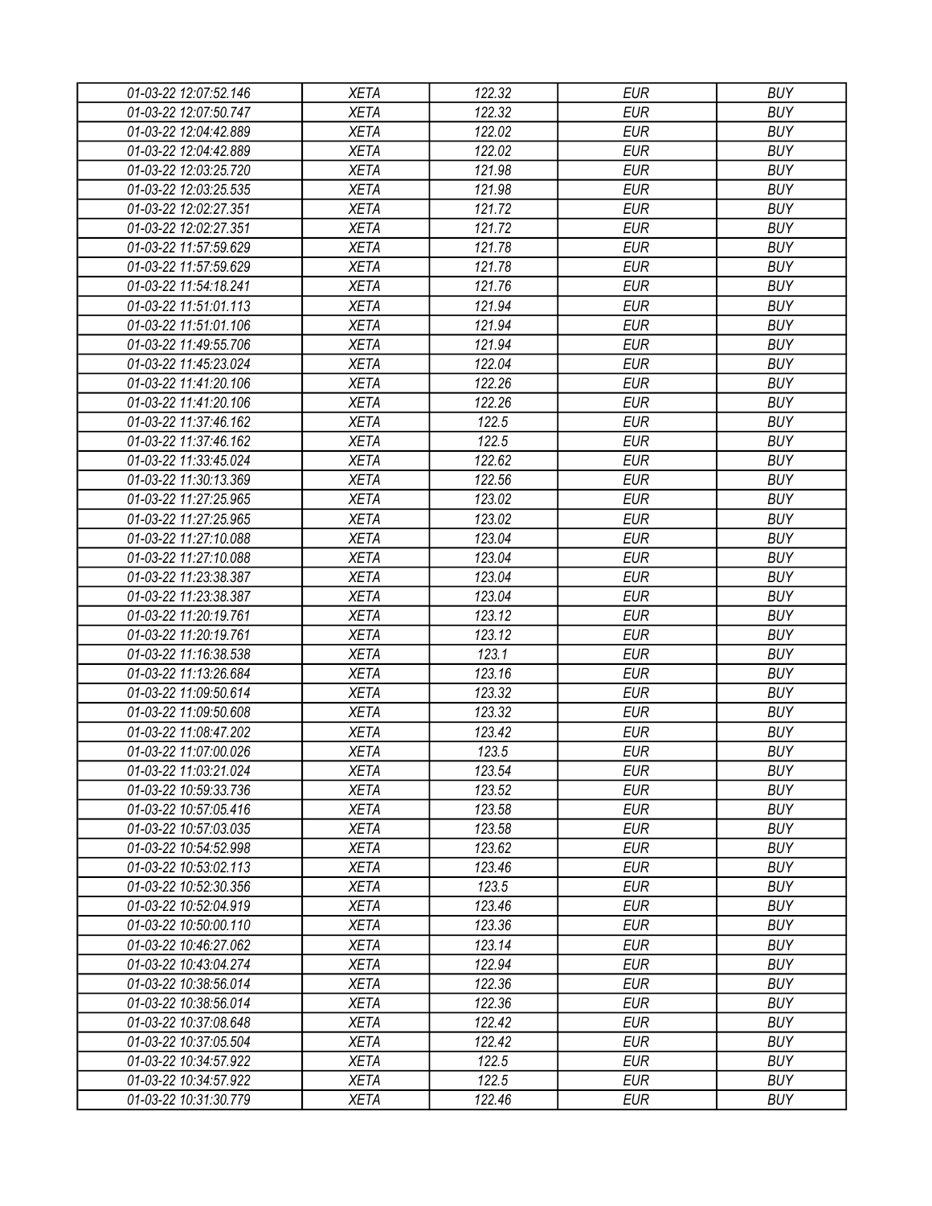| | | | | |
|---|---|---|---|---|
| *01-03-22 12:07:52.146* | *XETA* | *122.32* | *EUR* | *BUY* |
| *01-03-22 12:07:50.747* | *XETA* | *122.32* | *EUR* | *BUY* |
| *01-03-22 12:04:42.889* | *XETA* | *122.02* | *EUR* | *BUY* |
| *01-03-22 12:04:42.889* | *XETA* | *122.02* | *EUR* | *BUY* |
| *01-03-22 12:03:25.720* | *XETA* | *121.98* | *EUR* | *BUY* |
| *01-03-22 12:03:25.535* | *XETA* | *121.98* | *EUR* | *BUY* |
| *01-03-22 12:02:27.351* | *XETA* | *121.72* | *EUR* | *BUY* |
| *01-03-22 12:02:27.351* | *XETA* | *121.72* | *EUR* | *BUY* |
| *01-03-22 11:57:59.629* | *XETA* | *121.78* | *EUR* | *BUY* |
| *01-03-22 11:57:59.629* | *XETA* | *121.78* | *EUR* | *BUY* |
| *01-03-22 11:54:18.241* | *XETA* | *121.76* | *EUR* | *BUY* |
| *01-03-22 11:51:01.113* | *XETA* | *121.94* | *EUR* | *BUY* |
| *01-03-22 11:51:01.106* | *XETA* | *121.94* | *EUR* | *BUY* |
| *01-03-22 11:49:55.706* | *XETA* | *121.94* | *EUR* | *BUY* |
| *01-03-22 11:45:23.024* | *XETA* | *122.04* | *EUR* | *BUY* |
| *01-03-22 11:41:20.106* | *XETA* | *122.26* | *EUR* | *BUY* |
| *01-03-22 11:41:20.106* | *XETA* | *122.26* | *EUR* | *BUY* |
| *01-03-22 11:37:46.162* | *XETA* | *122.5* | *EUR* | *BUY* |
| *01-03-22 11:37:46.162* | *XETA* | *122.5* | *EUR* | *BUY* |
| *01-03-22 11:33:45.024* | *XETA* | *122.62* | *EUR* | *BUY* |
| *01-03-22 11:30:13.369* | *XETA* | *122.56* | *EUR* | *BUY* |
| *01-03-22 11:27:25.965* | *XETA* | *123.02* | *EUR* | *BUY* |
| *01-03-22 11:27:25.965* | *XETA* | *123.02* | *EUR* | *BUY* |
| *01-03-22 11:27:10.088* | *XETA* | *123.04* | *EUR* | *BUY* |
| *01-03-22 11:27:10.088* | *XETA* | *123.04* | *EUR* | *BUY* |
| *01-03-22 11:23:38.387* | *XETA* | *123.04* | *EUR* | *BUY* |
| *01-03-22 11:23:38.387* | *XETA* | *123.04* | *EUR* | *BUY* |
| *01-03-22 11:20:19.761* | *XETA* | *123.12* | *EUR* | *BUY* |
| *01-03-22 11:20:19.761* | *XETA* | *123.12* | *EUR* | *BUY* |
| *01-03-22 11:16:38.538* | *XETA* | *123.1* | *EUR* | *BUY* |
| *01-03-22 11:13:26.684* | *XETA* | *123.16* | *EUR* | *BUY* |
| *01-03-22 11:09:50.614* | *XETA* | *123.32* | *EUR* | *BUY* |
| *01-03-22 11:09:50.608* | *XETA* | *123.32* | *EUR* | *BUY* |
| *01-03-22 11:08:47.202* | *XETA* | *123.42* | *EUR* | *BUY* |
| *01-03-22 11:07:00.026* | *XETA* | *123.5* | *EUR* | *BUY* |
| *01-03-22 11:03:21.024* | *XETA* | *123.54* | *EUR* | *BUY* |
| *01-03-22 10:59:33.736* | *XETA* | *123.52* | *EUR* | *BUY* |
| *01-03-22 10:57:05.416* | *XETA* | *123.58* | *EUR* | *BUY* |
| *01-03-22 10:57:03.035* | *XETA* | *123.58* | *EUR* | *BUY* |
| *01-03-22 10:54:52.998* | *XETA* | *123.62* | *EUR* | *BUY* |
| *01-03-22 10:53:02.113* | *XETA* | *123.46* | *EUR* | *BUY* |
| *01-03-22 10:52:30.356* | *XETA* | *123.5* | *EUR* | *BUY* |
| *01-03-22 10:52:04.919* | *XETA* | *123.46* | *EUR* | *BUY* |
| *01-03-22 10:50:00.110* | *XETA* | *123.36* | *EUR* | *BUY* |
| *01-03-22 10:46:27.062* | *XETA* | *123.14* | *EUR* | *BUY* |
| *01-03-22 10:43:04.274* | *XETA* | *122.94* | *EUR* | *BUY* |
| *01-03-22 10:38:56.014* | *XETA* | *122.36* | *EUR* | *BUY* |
| *01-03-22 10:38:56.014* | *XETA* | *122.36* | *EUR* | *BUY* |
| *01-03-22 10:37:08.648* | *XETA* | *122.42* | *EUR* | *BUY* |
| *01-03-22 10:37:05.504* | *XETA* | *122.42* | *EUR* | *BUY* |
| *01-03-22 10:34:57.922* | *XETA* | *122.5* | *EUR* | *BUY* |
| *01-03-22 10:34:57.922* | *XETA* | *122.5* | *EUR* | *BUY* |
| *01-03-22 10:31:30.779* | *XETA* | *122.46* | *EUR* | *BUY* |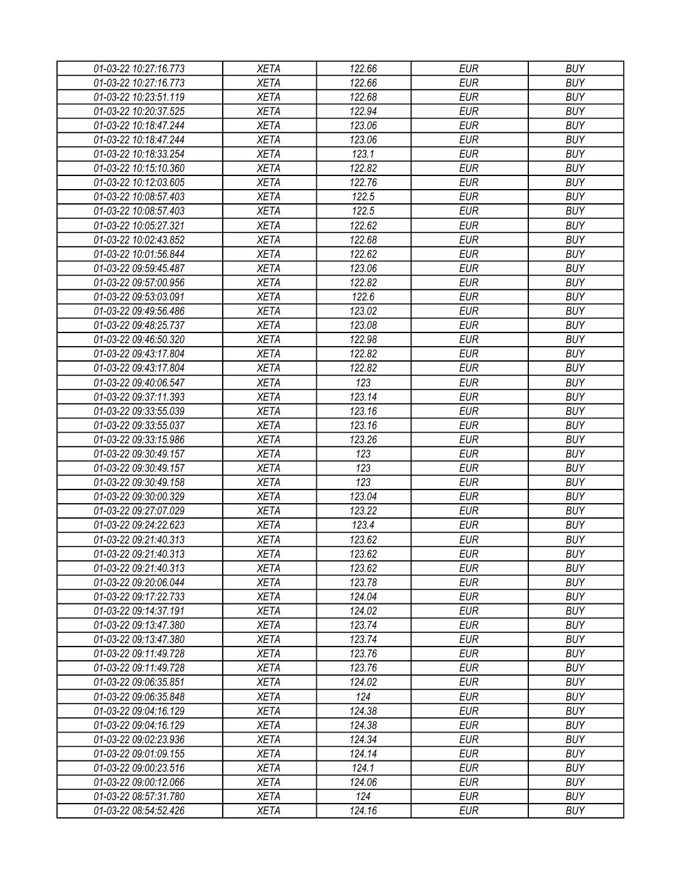| 01-03-22 10:27:16.773 | XETA | 122.66 | EUR | BUY |
|---|---|---|---|---|
| 01-03-22 10:27:16.773 | XETA | 122.66 | EUR | BUY |
| 01-03-22 10:23:51.119 | XETA | 122.68 | EUR | BUY |
| 01-03-22 10:20:37.525 | XETA | 122.94 | EUR | BUY |
| 01-03-22 10:18:47.244 | XETA | 123.06 | EUR | BUY |
| 01-03-22 10:18:47.244 | XETA | 123.06 | EUR | BUY |
| 01-03-22 10:18:33.254 | XETA | 123.1 | EUR | BUY |
| 01-03-22 10:15:10.360 | XETA | 122.82 | EUR | BUY |
| 01-03-22 10:12:03.605 | XETA | 122.76 | EUR | BUY |
| 01-03-22 10:08:57.403 | XETA | 122.5 | EUR | BUY |
| 01-03-22 10:08:57.403 | XETA | 122.5 | EUR | BUY |
| 01-03-22 10:05:27.321 | XETA | 122.62 | EUR | BUY |
| 01-03-22 10:02:43.852 | XETA | 122.68 | EUR | BUY |
| 01-03-22 10:01:56.844 | XETA | 122.62 | EUR | BUY |
| 01-03-22 09:59:45.487 | XETA | 123.06 | EUR | BUY |
| 01-03-22 09:57:00.956 | XETA | 122.82 | EUR | BUY |
| 01-03-22 09:53:03.091 | XETA | 122.6 | EUR | BUY |
| 01-03-22 09:49:56.486 | XETA | 123.02 | EUR | BUY |
| 01-03-22 09:48:25.737 | XETA | 123.08 | EUR | BUY |
| 01-03-22 09:46:50.320 | XETA | 122.98 | EUR | BUY |
| 01-03-22 09:43:17.804 | XETA | 122.82 | EUR | BUY |
| 01-03-22 09:43:17.804 | XETA | 122.82 | EUR | BUY |
| 01-03-22 09:40:06.547 | XETA | 123 | EUR | BUY |
| 01-03-22 09:37:11.393 | XETA | 123.14 | EUR | BUY |
| 01-03-22 09:33:55.039 | XETA | 123.16 | EUR | BUY |
| 01-03-22 09:33:55.037 | XETA | 123.16 | EUR | BUY |
| 01-03-22 09:33:15.986 | XETA | 123.26 | EUR | BUY |
| 01-03-22 09:30:49.157 | XETA | 123 | EUR | BUY |
| 01-03-22 09:30:49.157 | XETA | 123 | EUR | BUY |
| 01-03-22 09:30:49.158 | XETA | 123 | EUR | BUY |
| 01-03-22 09:30:00.329 | XETA | 123.04 | EUR | BUY |
| 01-03-22 09:27:07.029 | XETA | 123.22 | EUR | BUY |
| 01-03-22 09:24:22.623 | XETA | 123.4 | EUR | BUY |
| 01-03-22 09:21:40.313 | XETA | 123.62 | EUR | BUY |
| 01-03-22 09:21:40.313 | XETA | 123.62 | EUR | BUY |
| 01-03-22 09:21:40.313 | XETA | 123.62 | EUR | BUY |
| 01-03-22 09:20:06.044 | XETA | 123.78 | EUR | BUY |
| 01-03-22 09:17:22.733 | XETA | 124.04 | EUR | BUY |
| 01-03-22 09:14:37.191 | XETA | 124.02 | EUR | BUY |
| 01-03-22 09:13:47.380 | XETA | 123.74 | EUR | BUY |
| 01-03-22 09:13:47.380 | XETA | 123.74 | EUR | BUY |
| 01-03-22 09:11:49.728 | XETA | 123.76 | EUR | BUY |
| 01-03-22 09:11:49.728 | XETA | 123.76 | EUR | BUY |
| 01-03-22 09:06:35.851 | XETA | 124.02 | EUR | BUY |
| 01-03-22 09:06:35.848 | XETA | 124 | EUR | BUY |
| 01-03-22 09:04:16.129 | XETA | 124.38 | EUR | BUY |
| 01-03-22 09:04:16.129 | XETA | 124.38 | EUR | BUY |
| 01-03-22 09:02:23.936 | XETA | 124.34 | EUR | BUY |
| 01-03-22 09:01:09.155 | XETA | 124.14 | EUR | BUY |
| 01-03-22 09:00:23.516 | XETA | 124.1 | EUR | BUY |
| 01-03-22 09:00:12.066 | XETA | 124.06 | EUR | BUY |
| 01-03-22 08:57:31.780 | XETA | 124 | EUR | BUY |
| 01-03-22 08:54:52.426 | XETA | 124.16 | EUR | BUY |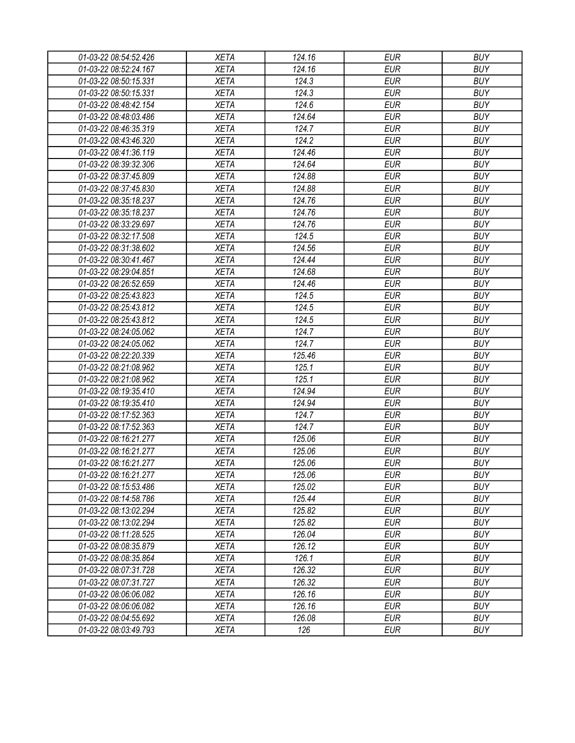| | | | | |
|---|---|---|---|---|
| *01-03-22 08:54:52.426* | *XETA* | *124.16* | *EUR* | *BUY* |
| *01-03-22 08:52:24.167* | *XETA* | *124.16* | *EUR* | *BUY* |
| *01-03-22 08:50:15.331* | *XETA* | *124.3* | *EUR* | *BUY* |
| *01-03-22 08:50:15.331* | *XETA* | *124.3* | *EUR* | *BUY* |
| *01-03-22 08:48:42.154* | *XETA* | *124.6* | *EUR* | *BUY* |
| *01-03-22 08:48:03.486* | *XETA* | *124.64* | *EUR* | *BUY* |
| *01-03-22 08:46:35.319* | *XETA* | *124.7* | *EUR* | *BUY* |
| *01-03-22 08:43:46.320* | *XETA* | *124.2* | *EUR* | *BUY* |
| *01-03-22 08:41:36.119* | *XETA* | *124.46* | *EUR* | *BUY* |
| *01-03-22 08:39:32.306* | *XETA* | *124.64* | *EUR* | *BUY* |
| *01-03-22 08:37:45.809* | *XETA* | *124.88* | *EUR* | *BUY* |
| *01-03-22 08:37:45.830* | *XETA* | *124.88* | *EUR* | *BUY* |
| *01-03-22 08:35:18.237* | *XETA* | *124.76* | *EUR* | *BUY* |
| *01-03-22 08:35:18.237* | *XETA* | *124.76* | *EUR* | *BUY* |
| *01-03-22 08:33:29.697* | *XETA* | *124.76* | *EUR* | *BUY* |
| *01-03-22 08:32:17.508* | *XETA* | *124.5* | *EUR* | *BUY* |
| *01-03-22 08:31:38.602* | *XETA* | *124.56* | *EUR* | *BUY* |
| *01-03-22 08:30:41.467* | *XETA* | *124.44* | *EUR* | *BUY* |
| *01-03-22 08:29:04.851* | *XETA* | *124.68* | *EUR* | *BUY* |
| *01-03-22 08:26:52.659* | *XETA* | *124.46* | *EUR* | *BUY* |
| *01-03-22 08:25:43.823* | *XETA* | *124.5* | *EUR* | *BUY* |
| *01-03-22 08:25:43.812* | *XETA* | *124.5* | *EUR* | *BUY* |
| *01-03-22 08:25:43.812* | *XETA* | *124.5* | *EUR* | *BUY* |
| *01-03-22 08:24:05.062* | *XETA* | *124.7* | *EUR* | *BUY* |
| *01-03-22 08:24:05.062* | *XETA* | *124.7* | *EUR* | *BUY* |
| *01-03-22 08:22:20.339* | *XETA* | *125.46* | *EUR* | *BUY* |
| *01-03-22 08:21:08.962* | *XETA* | *125.1* | *EUR* | *BUY* |
| *01-03-22 08:21:08.962* | *XETA* | *125.1* | *EUR* | *BUY* |
| *01-03-22 08:19:35.410* | *XETA* | *124.94* | *EUR* | *BUY* |
| *01-03-22 08:19:35.410* | *XETA* | *124.94* | *EUR* | *BUY* |
| *01-03-22 08:17:52.363* | *XETA* | *124.7* | *EUR* | *BUY* |
| *01-03-22 08:17:52.363* | *XETA* | *124.7* | *EUR* | *BUY* |
| *01-03-22 08:16:21.277* | *XETA* | *125.06* | *EUR* | *BUY* |
| *01-03-22 08:16:21.277* | *XETA* | *125.06* | *EUR* | *BUY* |
| *01-03-22 08:16:21.277* | *XETA* | *125.06* | *EUR* | *BUY* |
| *01-03-22 08:16:21.277* | *XETA* | *125.06* | *EUR* | *BUY* |
| *01-03-22 08:15:53.486* | *XETA* | *125.02* | *EUR* | *BUY* |
| *01-03-22 08:14:58.786* | *XETA* | *125.44* | *EUR* | *BUY* |
| *01-03-22 08:13:02.294* | *XETA* | *125.82* | *EUR* | *BUY* |
| *01-03-22 08:13:02.294* | *XETA* | *125.82* | *EUR* | *BUY* |
| *01-03-22 08:11:28.525* | *XETA* | *126.04* | *EUR* | *BUY* |
| *01-03-22 08:08:35.879* | *XETA* | *126.12* | *EUR* | *BUY* |
| *01-03-22 08:08:35.864* | *XETA* | *126.1* | *EUR* | *BUY* |
| *01-03-22 08:07:31.728* | *XETA* | *126.32* | *EUR* | *BUY* |
| *01-03-22 08:07:31.727* | *XETA* | *126.32* | *EUR* | *BUY* |
| *01-03-22 08:06:06.082* | *XETA* | *126.16* | *EUR* | *BUY* |
| *01-03-22 08:06:06.082* | *XETA* | *126.16* | *EUR* | *BUY* |
| *01-03-22 08:04:55.692* | *XETA* | *126.08* | *EUR* | *BUY* |
| *01-03-22 08:03:49.793* | *XETA* | *126* | *EUR* | *BUY* |